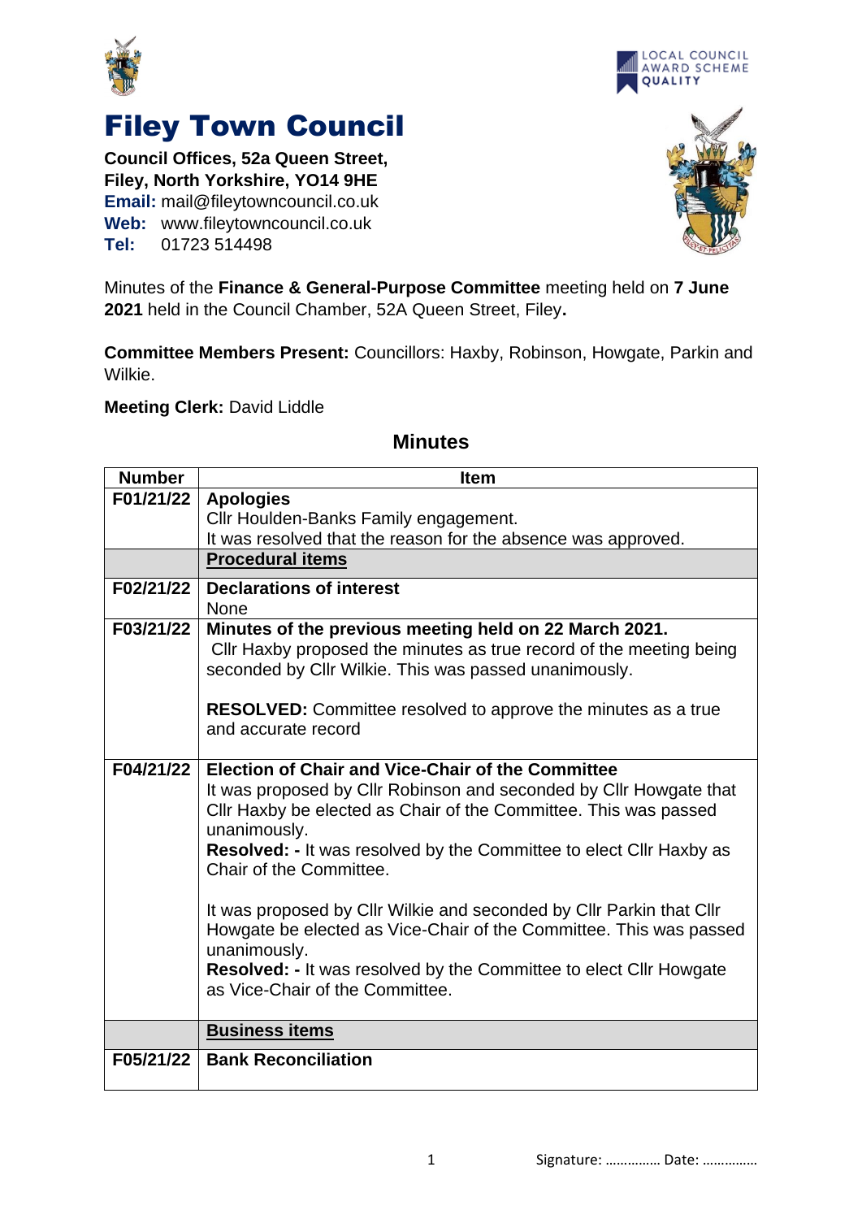# Filey Town Council

**Council Offices, 52a Queen Street,**
**Filey, North Yorkshire, YO14 9HE**
**Email:** mail@fileytowncouncil.co.uk
**Web:** www.fileytowncouncil.co.uk
**Tel:** 01723 514498

Minutes of the **Finance & General-Purpose Committee** meeting held on **7 June 2021** held in the Council Chamber, 52A Queen Street, Filey**.**

**Committee Members Present:** Councillors: Haxby, Robinson, Howgate, Parkin and Wilkie.

**Meeting Clerk:** David Liddle

## Minutes

| Number | Item |
|---|---|
| F01/21/22 | **Apologies**<br>Cllr Houlden-Banks Family engagement.<br>It was resolved that the reason for the absence was approved. |
| | **Procedural items** |
| F02/21/22 | **Declarations of interest**<br>None |
| F03/21/22 | **Minutes of the previous meeting held on 22 March 2021.**<br>Cllr Haxby proposed the minutes as true record of the meeting being seconded by Cllr Wilkie. This was passed unanimously.<br><br>**RESOLVED:** Committee resolved to approve the minutes as a true and accurate record |
| F04/21/22 | **Election of Chair and Vice-Chair of the Committee**<br>It was proposed by Cllr Robinson and seconded by Cllr Howgate that Cllr Haxby be elected as Chair of the Committee. This was passed unanimously.<br>**Resolved: -** It was resolved by the Committee to elect Cllr Haxby as Chair of the Committee.<br><br>It was proposed by Cllr Wilkie and seconded by Cllr Parkin that Cllr Howgate be elected as Vice-Chair of the Committee. This was passed unanimously.<br>**Resolved: -** It was resolved by the Committee to elect Cllr Howgate as Vice-Chair of the Committee. |
| | **Business items** |
| F05/21/22 | **Bank Reconciliation** |

Signature: …………… Date: ……………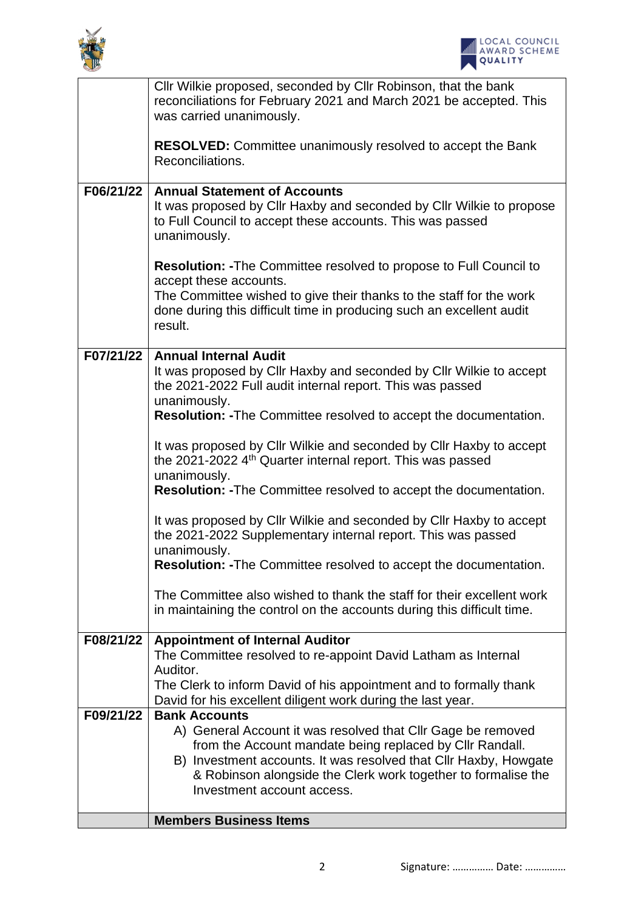| | |
|---|---|
| | Cllr Wilkie proposed, seconded by Cllr Robinson, that the bank reconciliations for February 2021 and March 2021 be accepted. This was carried unanimously.<br><br>**RESOLVED:** Committee unanimously resolved to accept the Bank Reconciliations. |
| **F06/21/22** | **Annual Statement of Accounts**<br>It was proposed by Cllr Haxby and seconded by Cllr Wilkie to propose to Full Council to accept these accounts. This was passed unanimously.<br><br>**Resolution: -**The Committee resolved to propose to Full Council to accept these accounts.<br>The Committee wished to give their thanks to the staff for the work done during this difficult time in producing such an excellent audit result. |
| **F07/21/22** | **Annual Internal Audit**<br>It was proposed by Cllr Haxby and seconded by Cllr Wilkie to accept the 2021-2022 Full audit internal report. This was passed unanimously.<br>**Resolution: -**The Committee resolved to accept the documentation.<br><br>It was proposed by Cllr Wilkie and seconded by Cllr Haxby to accept the 2021-2022 4th Quarter internal report. This was passed unanimously.<br>**Resolution: -**The Committee resolved to accept the documentation.<br><br>It was proposed by Cllr Wilkie and seconded by Cllr Haxby to accept the 2021-2022 Supplementary internal report. This was passed unanimously.<br>**Resolution: -**The Committee resolved to accept the documentation.<br><br>The Committee also wished to thank the staff for their excellent work in maintaining the control on the accounts during this difficult time. |
| **F08/21/22** | **Appointment of Internal Auditor**<br>The Committee resolved to re-appoint David Latham as Internal Auditor.<br>The Clerk to inform David of his appointment and to formally thank David for his excellent diligent work during the last year. |
| **F09/21/22** | **Bank Accounts**<br>A) General Account it was resolved that Cllr Gage be removed from the Account mandate being replaced by Cllr Randall.<br>B) Investment accounts. It was resolved that Cllr Haxby, Howgate & Robinson alongside the Clerk work together to formalise the Investment account access. |
| | **Members Business Items** |

Signature: …………… Date: ……………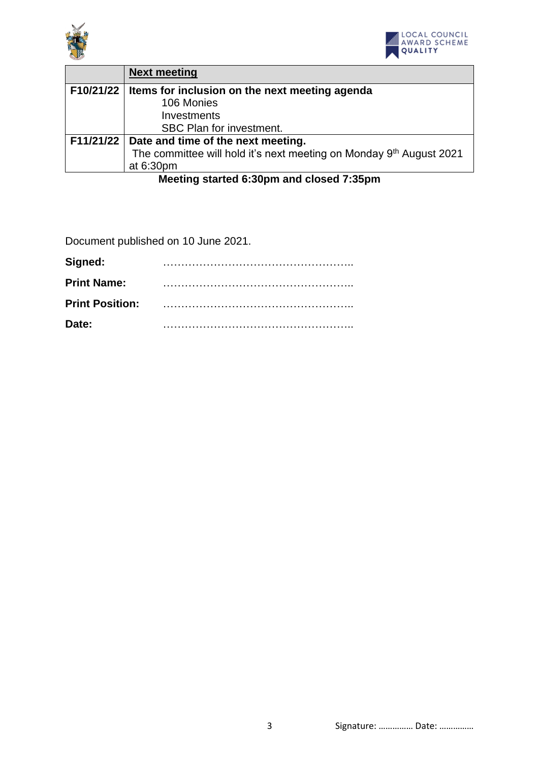| | **Next meeting** |
|---|---|
| **F10/21/22** | **Items for inclusion on the next meeting agenda**<br>106 Monies<br>Investments<br>SBC Plan for investment. |
| **F11/21/22** | **Date and time of the next meeting.**<br>The committee will hold it's next meeting on Monday 9th August 2021 at 6:30pm |

**Meeting started 6:30pm and closed 7:35pm**

Document published on 10 June 2021.

**Signed:** ……………………………………………..

**Print Name:** ……………………………………………..

**Print Position:** ……………………………………………..

**Date:** ……………………………………………..

Signature: …………… Date: ……………